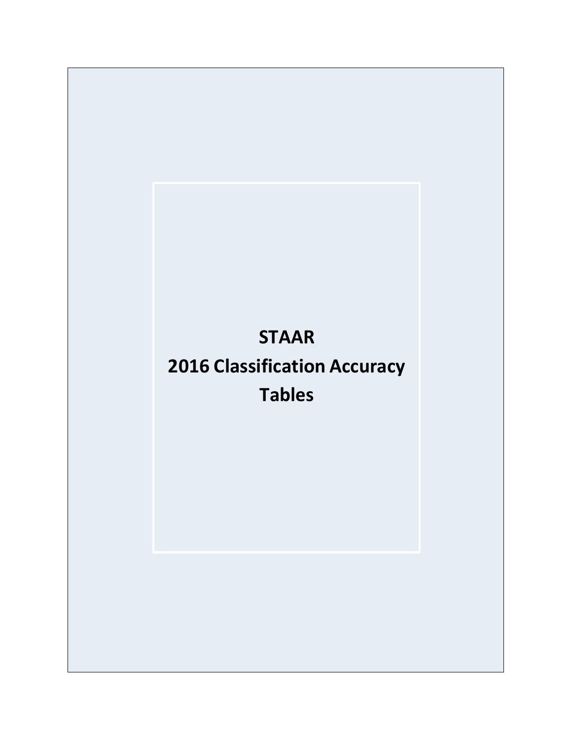# STAAR
# 2016 Classification Accuracy Tables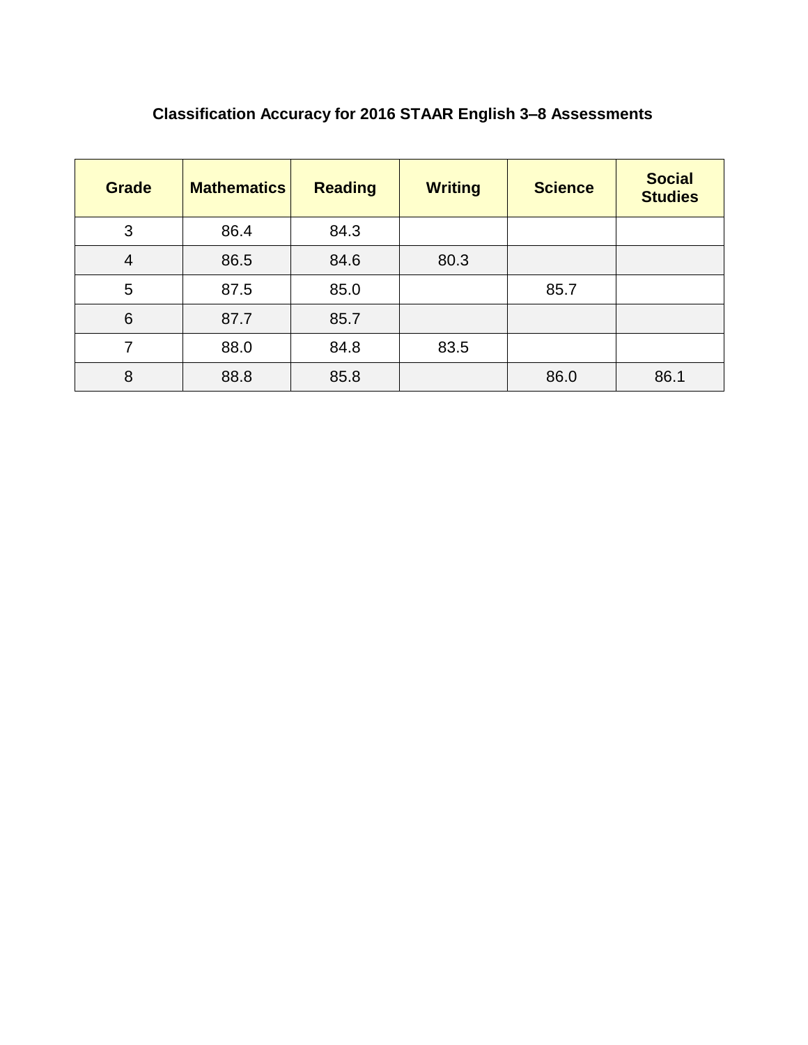# Classification Accuracy for 2016 STAAR English 3–8 Assessments

| Grade | Mathematics | Reading | Writing | Science | Social Studies |
|---|---|---|---|---|---|
| 3 | 86.4 | 84.3 | | | |
| 4 | 86.5 | 84.6 | 80.3 | | |
| 5 | 87.5 | 85.0 | | 85.7 | |
| 6 | 87.7 | 85.7 | | | |
| 7 | 88.0 | 84.8 | 83.5 | | |
| 8 | 88.8 | 85.8 | | 86.0 | 86.1 |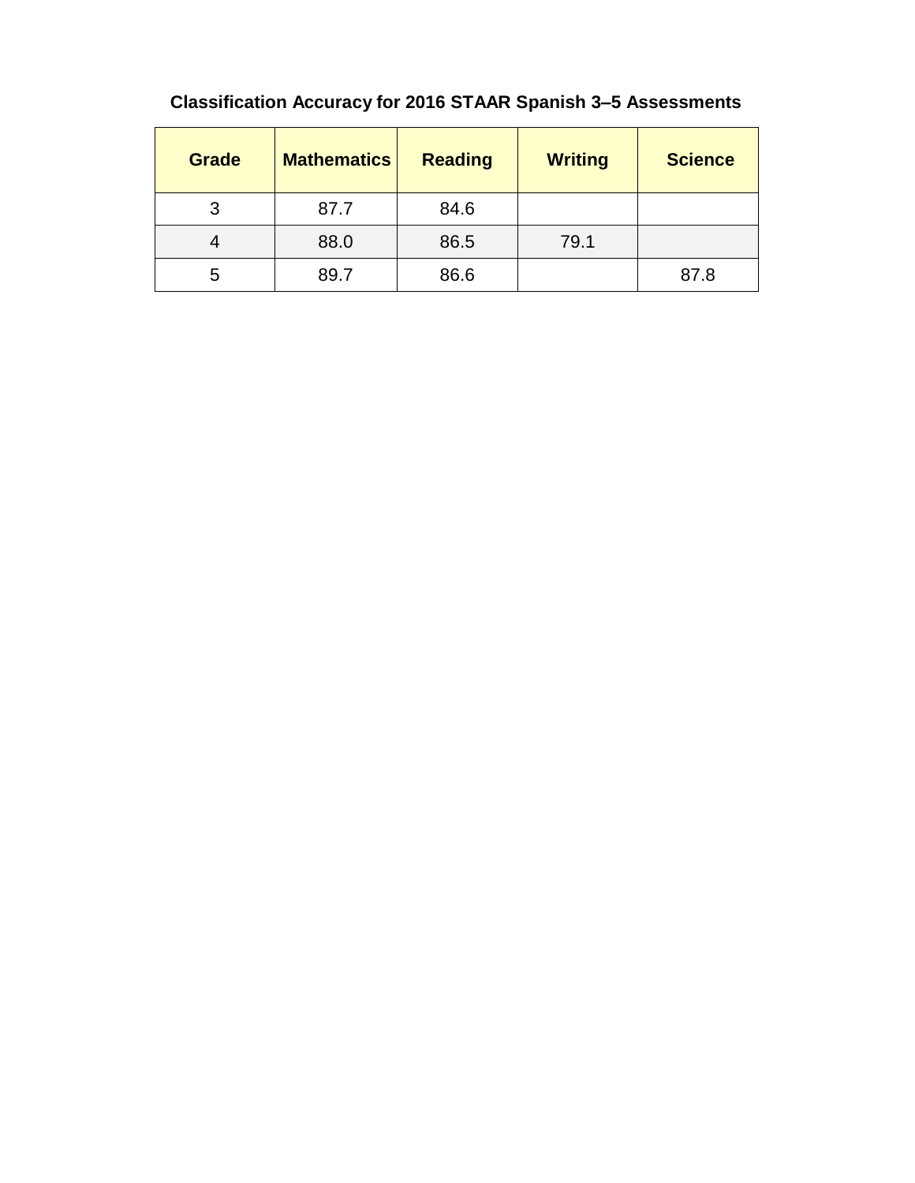**Classification Accuracy for 2016 STAAR Spanish 3–5 Assessments**

| Grade | Mathematics | Reading | Writing | Science |
|---|---|---|---|---|
| 3 | 87.7 | 84.6 | | |
| 4 | 88.0 | 86.5 | 79.1 | |
| 5 | 89.7 | 86.6 | | 87.8 |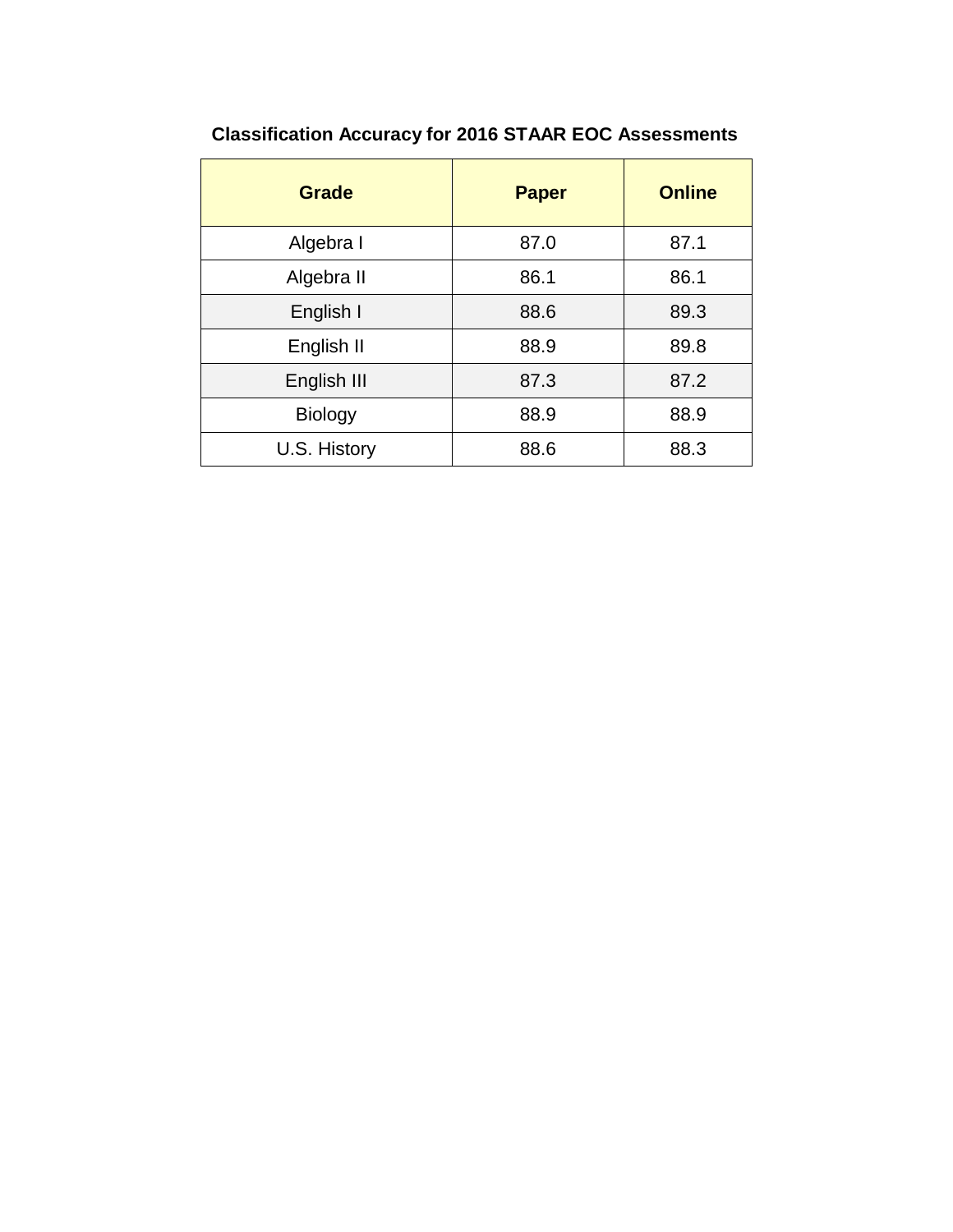## Classification Accuracy for 2016 STAAR EOC Assessments

| Grade | Paper | Online |
|---|---|---|
| Algebra I | 87.0 | 87.1 |
| Algebra II | 86.1 | 86.1 |
| English I | 88.6 | 89.3 |
| English II | 88.9 | 89.8 |
| English III | 87.3 | 87.2 |
| Biology | 88.9 | 88.9 |
| U.S. History | 88.6 | 88.3 |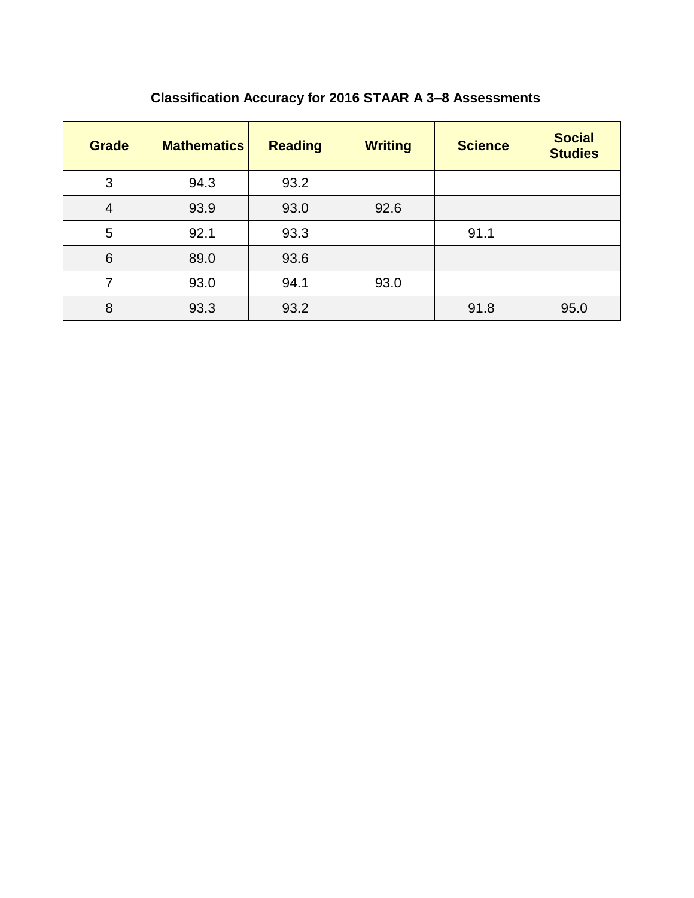## Classification Accuracy for 2016 STAAR A 3–8 Assessments

| Grade | Mathematics | Reading | Writing | Science | Social Studies |
|---|---|---|---|---|---|
| 3 | 94.3 | 93.2 | | | |
| 4 | 93.9 | 93.0 | 92.6 | | |
| 5 | 92.1 | 93.3 | | 91.1 | |
| 6 | 89.0 | 93.6 | | | |
| 7 | 93.0 | 94.1 | 93.0 | | |
| 8 | 93.3 | 93.2 | | 91.8 | 95.0 |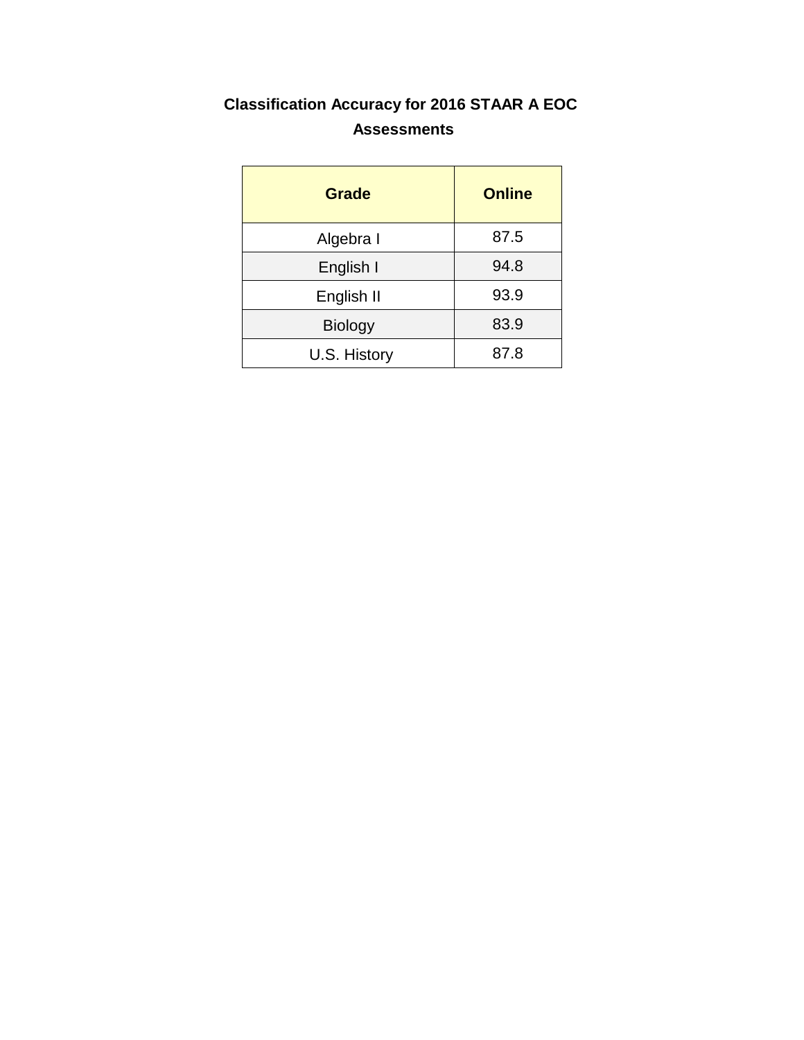## Classification Accuracy for 2016 STAAR A EOC Assessments

| Grade | Online |
|---|---|
| Algebra I | 87.5 |
| English I | 94.8 |
| English II | 93.9 |
| Biology | 83.9 |
| U.S. History | 87.8 |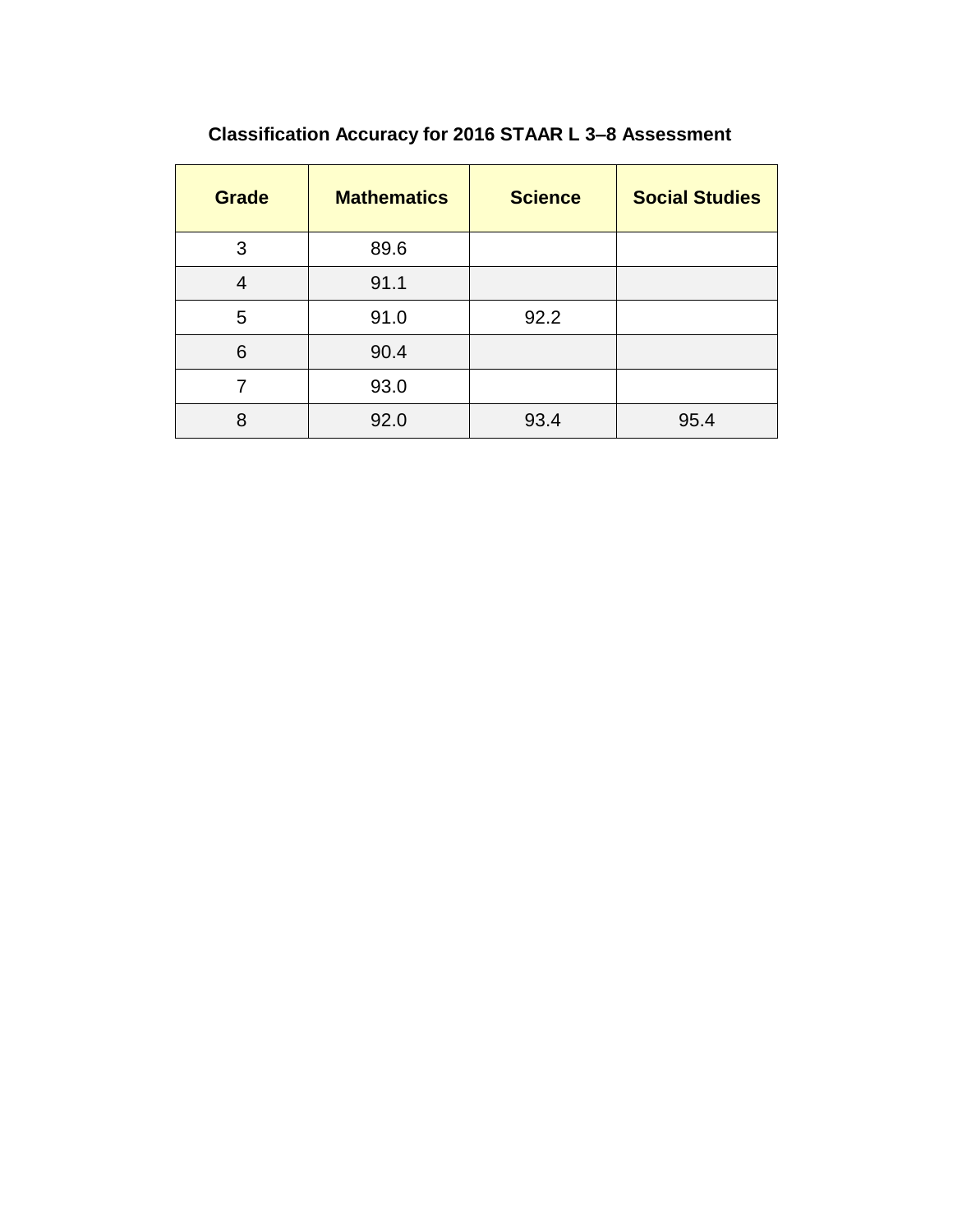**Classification Accuracy for 2016 STAAR L 3–8 Assessment**

| Grade | Mathematics | Science | Social Studies |
| --- | --- | --- | --- |
| 3 | 89.6 | | |
| 4 | 91.1 | | |
| 5 | 91.0 | 92.2 | |
| 6 | 90.4 | | |
| 7 | 93.0 | | |
| 8 | 92.0 | 93.4 | 95.4 |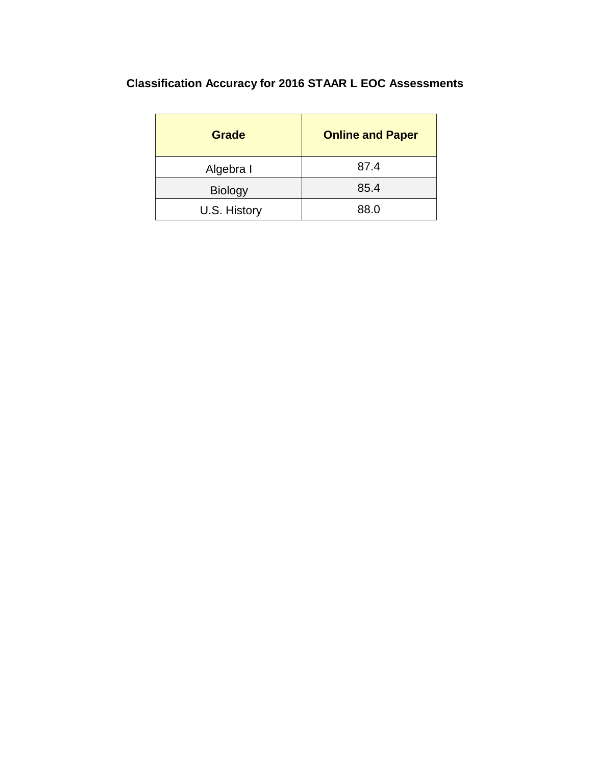### Classification Accuracy for 2016 STAAR L EOC Assessments

| Grade | Online and Paper |
| --- | --- |
| Algebra I | 87.4 |
| Biology | 85.4 |
| U.S. History | 88.0 |